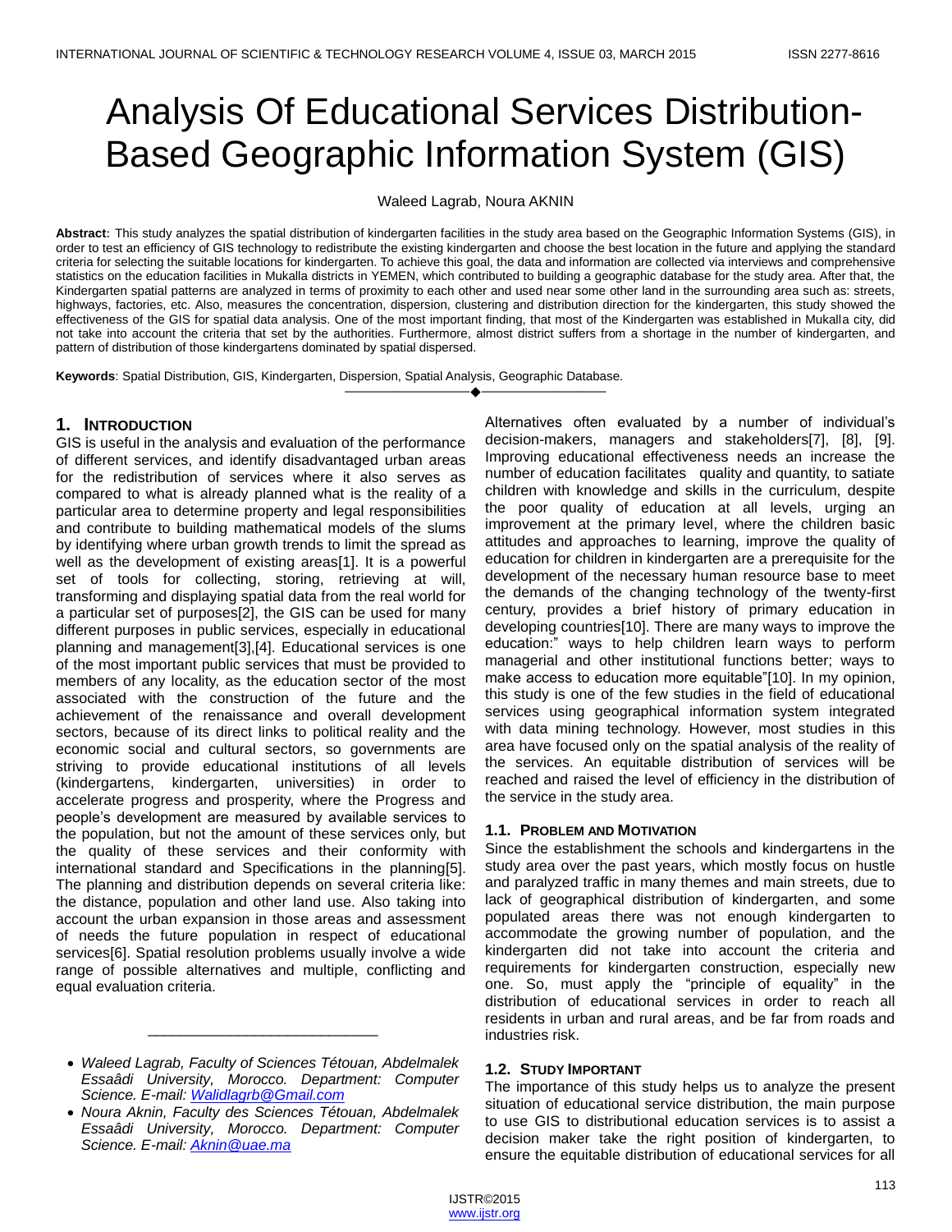# Analysis Of Educational Services Distribution-Based Geographic Information System (GIS)

Waleed Lagrab, Noura AKNIN

**Abstract:** This study analyzes the spatial distribution of kindergarten facilities in the study area based on the Geographic Information Systems (GIS), in order to test an efficiency of GIS technology to redistribute the existing kindergarten and choose the best location in the future and applying the standard criteria for selecting the suitable locations for kindergarten. To achieve this goal, the data and information are collected via interviews and comprehensive statistics on the education facilities in Mukalla districts in YEMEN, which contributed to building a geographic database for the study area. After that, the Kindergarten spatial patterns are analyzed in terms of proximity to each other and used near some other land in the surrounding area such as: streets, highways, factories, etc. Also, measures the concentration, dispersion, clustering and distribution direction for the kindergarten, this study showed the effectiveness of the GIS for spatial data analysis. One of the most important finding, that most of the Kindergarten was established in Mukalla city, did not take into account the criteria that set by the authorities. Furthermore, almost district suffers from a shortage in the number of kindergarten, and pattern of distribution of those kindergartens dominated by spatial dispersed.

**Keywords**: Spatial Distribution, GIS, Kindergarten, Dispersion, Spatial Analysis, Geographic Database.

---

## 1. Introduction

GIS is useful in the analysis and evaluation of the performance of different services, and identify disadvantaged urban areas for the redistribution of services where it also serves as compared to what is already planned what is the reality of a particular area to determine property and legal responsibilities and contribute to building mathematical models of the slums by identifying where urban growth trends to limit the spread as well as the development of existing areas[1]. It is a powerful set of tools for collecting, storing, retrieving at will, transforming and displaying spatial data from the real world for a particular set of purposes[2], the GIS can be used for many different purposes in public services, especially in educational planning and management[3],[4]. Educational services is one of the most important public services that must be provided to members of any locality, as the education sector of the most associated with the construction of the future and the achievement of the renaissance and overall development sectors, because of its direct links to political reality and the economic social and cultural sectors, so governments are striving to provide educational institutions of all levels (kindergartens, kindergarten, universities) in order to accelerate progress and prosperity, where the Progress and people's development are measured by available services to the population, but not the amount of these services only, but the quality of these services and their conformity with international standard and Specifications in the planning[5]. The planning and distribution depends on several criteria like: the distance, population and other land use. Also taking into account the urban expansion in those areas and assessment of needs the future population in respect of educational services[6]. Spatial resolution problems usually involve a wide range of possible alternatives and multiple, conflicting and equal evaluation criteria. Alternatives often evaluated by a number of individual's decision-makers, managers and stakeholders[7], [8], [9]. Improving educational effectiveness needs an increase the number of education facilitates quality and quantity, to satiate children with knowledge and skills in the curriculum, despite the poor quality of education at all levels, urging an improvement at the primary level, where the children basic attitudes and approaches to learning, improve the quality of education for children in kindergarten are a prerequisite for the development of the necessary human resource base to meet the demands of the changing technology of the twenty-first century, provides a brief history of primary education in developing countries[10]. There are many ways to improve the education:" ways to help children learn ways to perform managerial and other institutional functions better; ways to make access to education more equitable"[10]. In my opinion, this study is one of the few studies in the field of educational services using geographical information system integrated with data mining technology. However, most studies in this area have focused only on the spatial analysis of the reality of the services. An equitable distribution of services will be reached and raised the level of efficiency in the distribution of the service in the study area.

### 1.1. Problem and Motivation

Since the establishment the schools and kindergartens in the study area over the past years, which mostly focus on hustle and paralyzed traffic in many themes and main streets, due to lack of geographical distribution of kindergarten, and some populated areas there was not enough kindergarten to accommodate the growing number of population, and the kindergarten did not take into account the criteria and requirements for kindergarten construction, especially new one. So, must apply the "principle of equality" in the distribution of educational services in order to reach all residents in urban and rural areas, and be far from roads and industries risk.

### 1.2. Study Important

The importance of this study helps us to analyze the present situation of educational service distribution, the main purpose to use GIS to distributional education services is to assist a decision maker take the right position of kindergarten, to ensure the equitable distribution of educational services for all

---

- *Waleed Lagrab, Faculty of Sciences Tétouan, Abdelmalek Essaâdi University, Morocco. Department: Computer Science. E-mail: Walidlagrb@Gmail.com*
- *Noura Aknin, Faculty des Sciences Tétouan, Abdelmalek Essaâdi University, Morocco. Department: Computer Science. E-mail: Aknin@uae.ma*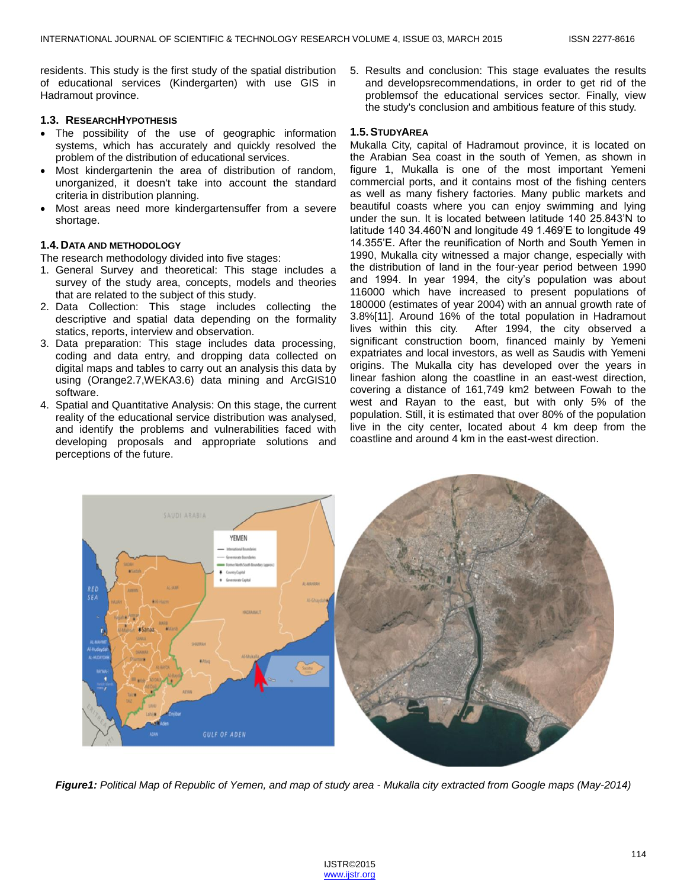residents. This study is the first study of the spatial distribution of educational services (Kindergarten) with use GIS in Hadramout province.

### 1.3. ResearchHypothesis

- The possibility of the use of geographic information systems, which has accurately and quickly resolved the problem of the distribution of educational services.
- Most kindergartenin the area of distribution of random, unorganized, it doesn't take into account the standard criteria in distribution planning.
- Most areas need more kindergartensuffer from a severe shortage.

### 1.4. Data and Methodology

The research methodology divided into five stages:

1. General Survey and theoretical: This stage includes a survey of the study area, concepts, models and theories that are related to the subject of this study.
2. Data Collection: This stage includes collecting the descriptive and spatial data depending on the formality statics, reports, interview and observation.
3. Data preparation: This stage includes data processing, coding and data entry, and dropping data collected on digital maps and tables to carry out an analysis this data by using (Orange2.7,WEKA3.6) data mining and ArcGIS10 software.
4. Spatial and Quantitative Analysis: On this stage, the current reality of the educational service distribution was analysed, and identify the problems and vulnerabilities faced with developing proposals and appropriate solutions and perceptions of the future.
5. Results and conclusion: This stage evaluates the results and developsrecommendations, in order to get rid of the problemsof the educational services sector. Finally, view the study's conclusion and ambitious feature of this study.

### 1.5. StudyArea

Mukalla City, capital of Hadramout province, it is located on the Arabian Sea coast in the south of Yemen, as shown in figure 1, Mukalla is one of the most important Yemeni commercial ports, and it contains most of the fishing centers as well as many fishery factories. Many public markets and beautiful coasts where you can enjoy swimming and lying under the sun. It is located between latitude 140 25.843'N to latitude 140 34.460'N and longitude 49 1.469'E to longitude 49 14.355'E. After the reunification of North and South Yemen in 1990, Mukalla city witnessed a major change, especially with the distribution of land in the four-year period between 1990 and 1994. In year 1994, the city's population was about 116000 which have increased to present populations of 180000 (estimates of year 2004) with an annual growth rate of 3.8%[11]. Around 16% of the total population in Hadramout lives within this city. After 1994, the city observed a significant construction boom, financed mainly by Yemeni expatriates and local investors, as well as Saudis with Yemeni origins. The Mukalla city has developed over the years in linear fashion along the coastline in an east-west direction, covering a distance of 161,749 km2 between Fowah to the west and Rayan to the east, but with only 5% of the population. Still, it is estimated that over 80% of the population live in the city center, located about 4 km deep from the coastline and around 4 km in the east-west direction.

***Figure1:*** *Political Map of Republic of Yemen, and map of study area - Mukalla city extracted from Google maps (May-2014)*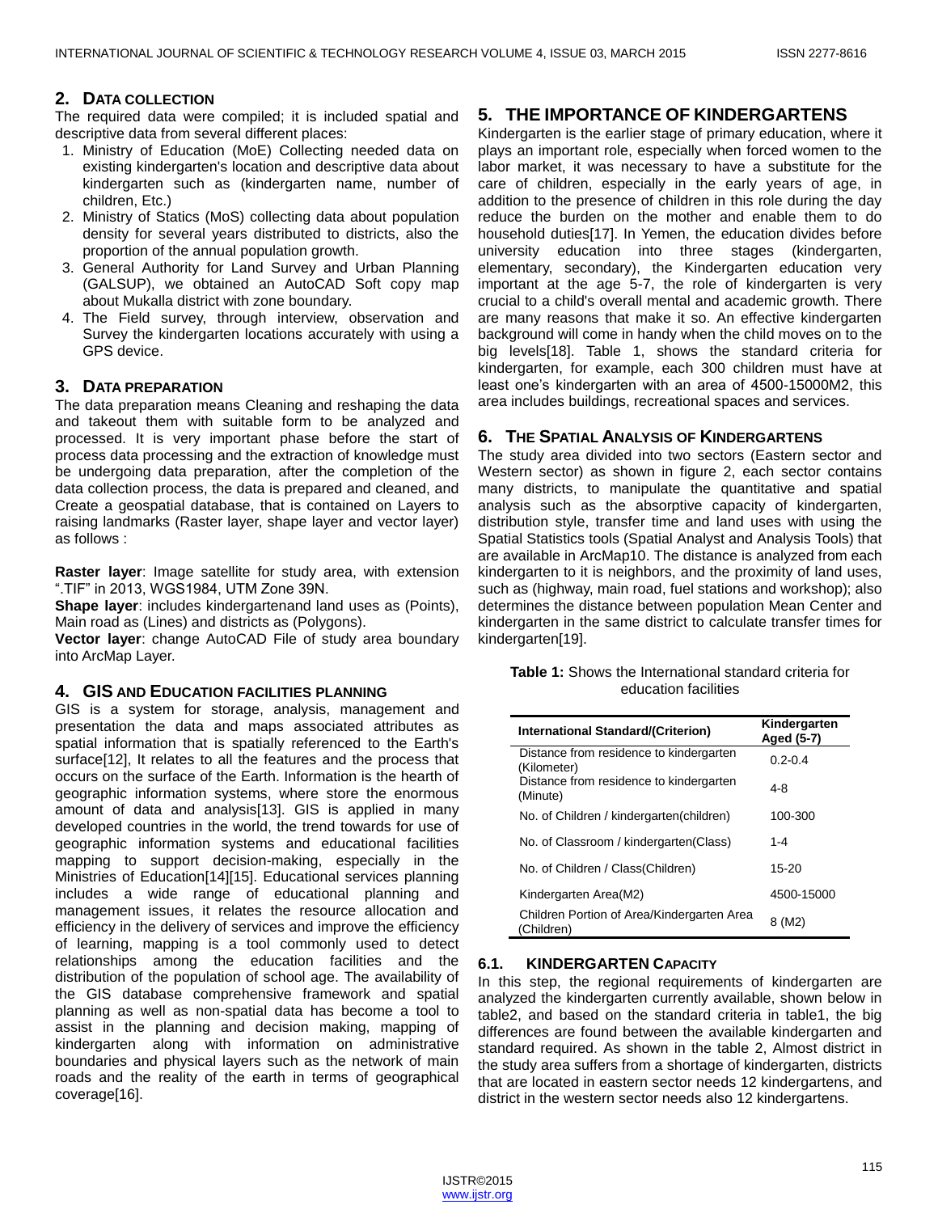## 2. Data Collection

The required data were compiled; it is included spatial and descriptive data from several different places:

1. Ministry of Education (MoE) Collecting needed data on existing kindergarten's location and descriptive data about kindergarten such as (kindergarten name, number of children, Etc.)
2. Ministry of Statics (MoS) collecting data about population density for several years distributed to districts, also the proportion of the annual population growth.
3. General Authority for Land Survey and Urban Planning (GALSUP), we obtained an AutoCAD Soft copy map about Mukalla district with zone boundary.
4. The Field survey, through interview, observation and Survey the kindergarten locations accurately with using a GPS device.

## 3. Data Preparation

The data preparation means Cleaning and reshaping the data and takeout them with suitable form to be analyzed and processed. It is very important phase before the start of process data processing and the extraction of knowledge must be undergoing data preparation, after the completion of the data collection process, the data is prepared and cleaned, and Create a geospatial database, that is contained on Layers to raising landmarks (Raster layer, shape layer and vector layer) as follows :

**Raster layer**: Image satellite for study area, with extension ".TIF" in 2013, WGS1984, UTM Zone 39N.

**Shape layer**: includes kindergartenand land uses as (Points), Main road as (Lines) and districts as (Polygons).

**Vector layer**: change AutoCAD File of study area boundary into ArcMap Layer.

## 4. GIS and Education Facilities Planning

GIS is a system for storage, analysis, management and presentation the data and maps associated attributes as spatial information that is spatially referenced to the Earth's surface[12], It relates to all the features and the process that occurs on the surface of the Earth. Information is the hearth of geographic information systems, where store the enormous amount of data and analysis[13]. GIS is applied in many developed countries in the world, the trend towards for use of geographic information systems and educational facilities mapping to support decision-making, especially in the Ministries of Education[14][15]. Educational services planning includes a wide range of educational planning and management issues, it relates the resource allocation and efficiency in the delivery of services and improve the efficiency of learning, mapping is a tool commonly used to detect relationships among the education facilities and the distribution of the population of school age. The availability of the GIS database comprehensive framework and spatial planning as well as non-spatial data has become a tool to assist in the planning and decision making, mapping of kindergarten along with information on administrative boundaries and physical layers such as the network of main roads and the reality of the earth in terms of geographical coverage[16].

## 5. The Importance of Kindergartens

Kindergarten is the earlier stage of primary education, where it plays an important role, especially when forced women to the labor market, it was necessary to have a substitute for the care of children, especially in the early years of age, in addition to the presence of children in this role during the day reduce the burden on the mother and enable them to do household duties[17]. In Yemen, the education divides before university education into three stages (kindergarten, elementary, secondary), the Kindergarten education very important at the age 5-7, the role of kindergarten is very crucial to a child's overall mental and academic growth. There are many reasons that make it so. An effective kindergarten background will come in handy when the child moves on to the big levels[18]. Table 1, shows the standard criteria for kindergarten, for example, each 300 children must have at least one's kindergarten with an area of 4500-15000M2, this area includes buildings, recreational spaces and services.

## 6. The Spatial Analysis of Kindergartens

The study area divided into two sectors (Eastern sector and Western sector) as shown in figure 2, each sector contains many districts, to manipulate the quantitative and spatial analysis such as the absorptive capacity of kindergarten, distribution style, transfer time and land uses with using the Spatial Statistics tools (Spatial Analyst and Analysis Tools) that are available in ArcMap10. The distance is analyzed from each kindergarten to it is neighbors, and the proximity of land uses, such as (highway, main road, fuel stations and workshop); also determines the distance between population Mean Center and kindergarten in the same district to calculate transfer times for kindergarten[19].

**Table 1:** Shows the International standard criteria for education facilities

| International Standard/(Criterion) | Kindergarten Aged (5-7) |
|---|---|
| Distance from residence to kindergarten (Kilometer) | 0.2-0.4 |
| Distance from residence to kindergarten (Minute) | 4-8 |
| No. of Children / kindergarten(children) | 100-300 |
| No. of Classroom / kindergarten(Class) | 1-4 |
| No. of Children / Class(Children) | 15-20 |
| Kindergarten Area(M2) | 4500-15000 |
| Children Portion of Area/Kindergarten Area (Children) | 8 (M2) |

### 6.1. Kindergarten Capacity

In this step, the regional requirements of kindergarten are analyzed the kindergarten currently available, shown below in table2, and based on the standard criteria in table1, the big differences are found between the available kindergarten and standard required. As shown in the table 2, Almost district in the study area suffers from a shortage of kindergarten, districts that are located in eastern sector needs 12 kindergartens, and district in the western sector needs also 12 kindergartens.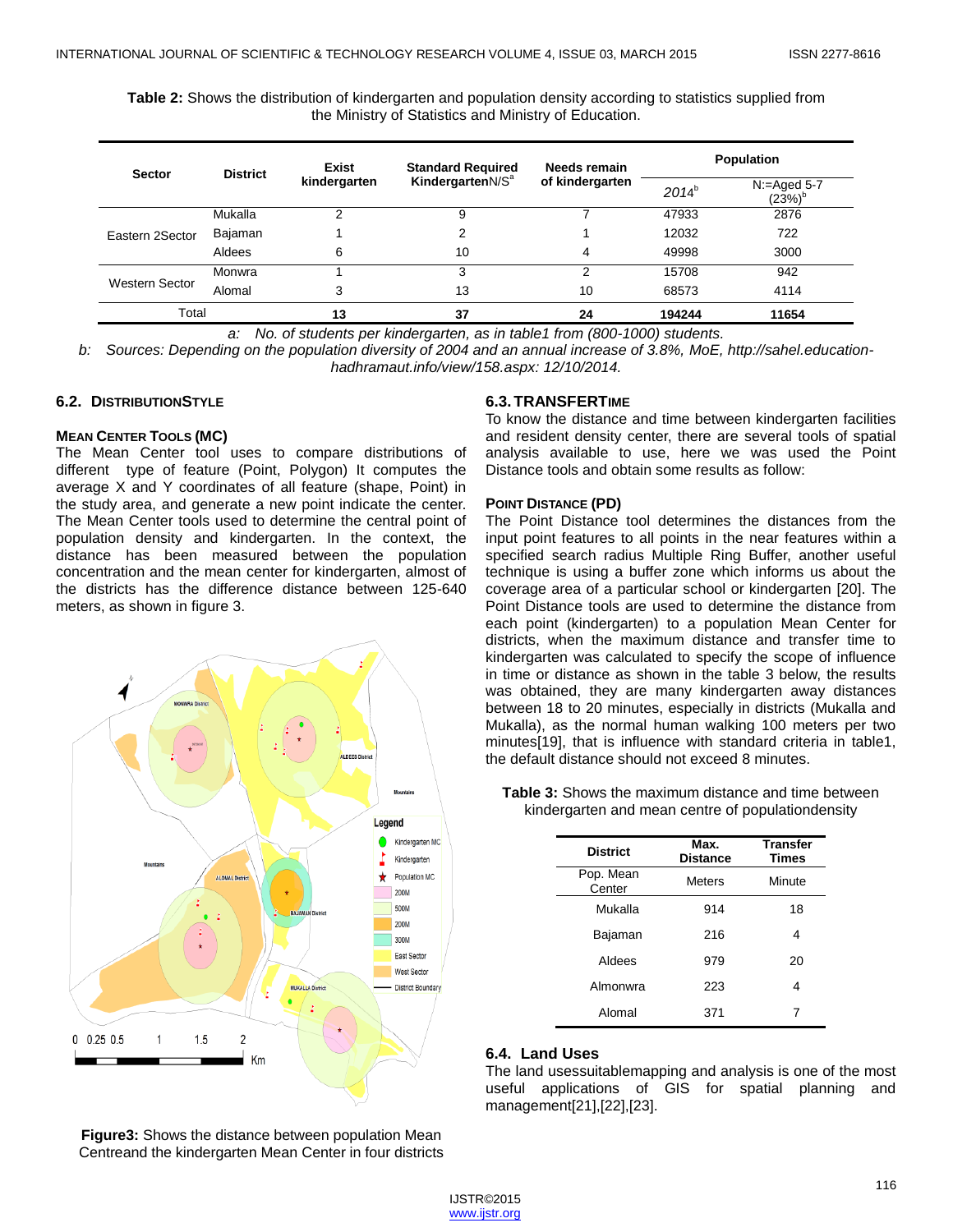**Table 2:** Shows the distribution of kindergarten and population density according to statistics supplied from the Ministry of Statistics and Ministry of Education.

| Sector | District | Exist kindergarten | Standard Required KindergartenN/S[a] | Needs remain of kindergarten | Population | |
|---|---|---|---|---|---|---|
| | | | | | 2014[b] | N:=Aged 5-7 (23%)[b] |
| Eastern 2Sector | Mukalla | 2 | 9 | 7 | 47933 | 2876 |
| | Bajaman | 1 | 2 | 1 | 12032 | 722 |
| | Aldees | 6 | 10 | 4 | 49998 | 3000 |
| Western Sector | Monwra | 1 | 3 | 2 | 15708 | 942 |
| | Alomal | 3 | 13 | 10 | 68573 | 4114 |
| Total | | **13** | **37** | **24** | **194244** | **11654** |

*a: No. of students per kindergarten, as in table1 from (800-1000) students.*

*b: Sources: Depending on the population diversity of 2004 and an annual increase of 3.8%, MoE, http://sahel.education-hadhramaut.info/view/158.aspx: 12/10/2014.*

### 6.2. DistributionStyle

**Mean Center Tools (MC)**

The Mean Center tool uses to compare distributions of different type of feature (Point, Polygon) It computes the average X and Y coordinates of all feature (shape, Point) in the study area, and generate a new point indicate the center. The Mean Center tools used to determine the central point of population density and kindergarten. In the context, the distance has been measured between the population concentration and the mean center for kindergarten, almost of the districts has the difference distance between 125-640 meters, as shown in figure 3.

**Figure3:** Shows the distance between population Mean Centreand the kindergarten Mean Center in four districts

### 6.3. TransferTime

To know the distance and time between kindergarten facilities and resident density center, there are several tools of spatial analysis available to use, here we was used the Point Distance tools and obtain some results as follow:

**Point Distance (PD)**

The Point Distance tool determines the distances from the input point features to all points in the near features within a specified search radius Multiple Ring Buffer, another useful technique is using a buffer zone which informs us about the coverage area of a particular school or kindergarten [20]. The Point Distance tools are used to determine the distance from each point (kindergarten) to a population Mean Center for districts, when the maximum distance and transfer time to kindergarten was calculated to specify the scope of influence in time or distance as shown in the table 3 below, the results was obtained, they are many kindergarten away distances between 18 to 20 minutes, especially in districts (Mukalla and Mukalla), as the normal human walking 100 meters per two minutes[19], that is influence with standard criteria in table1, the default distance should not exceed 8 minutes.

**Table 3:** Shows the maximum distance and time between kindergarten and mean centre of populationdensity

| District | Max. Distance | Transfer Times |
|---|---|---|
| Pop. Mean Center | Meters | Minute |
| Mukalla | 914 | 18 |
| Bajaman | 216 | 4 |
| Aldees | 979 | 20 |
| Almonwra | 223 | 4 |
| Alomal | 371 | 7 |

### 6.4. Land Uses

The land usessuitablemapping and analysis is one of the most useful applications of GIS for spatial planning and management[21],[22],[23].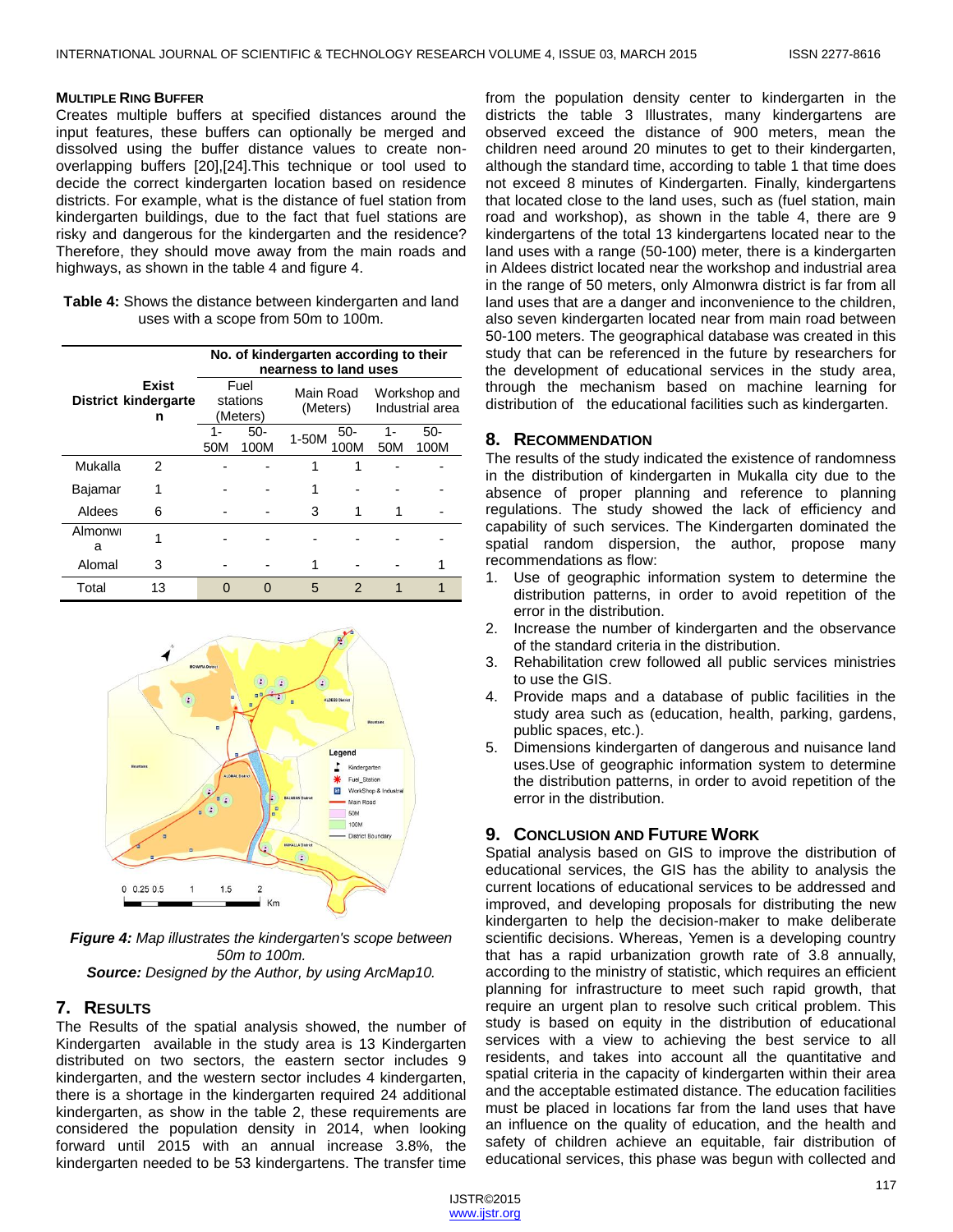#### MULTIPLE RING BUFFER

Creates multiple buffers at specified distances around the input features, these buffers can optionally be merged and dissolved using the buffer distance values to create non-overlapping buffers [20],[24].This technique or tool used to decide the correct kindergarten location based on residence districts. For example, what is the distance of fuel station from kindergarten buildings, due to the fact that fuel stations are risky and dangerous for the kindergarten and the residence? Therefore, they should move away from the main roads and highways, as shown in the table 4 and figure 4.

**Table 4:** Shows the distance between kindergarten and land uses with a scope from 50m to 100m.

| District | Exist kindergarten | No. of kindergarten according to their nearness to land uses | | | | | |
|---|---|---|---|---|---|---|---|
| | | Fuel stations (Meters) | | Main Road (Meters) | | Workshop and Industrial area | |
| | | 1-50M | 50-100M | 1-50M | 50-100M | 1-50M | 50-100M |
| Mukalla | 2 | - | - | 1 | 1 | - | - |
| Bajamar | 1 | - | - | 1 | - | - | - |
| Aldees | 6 | - | - | 3 | 1 | 1 | - |
| Almonwra | 1 | - | - | - | - | - | - |
| Alomal | 3 | - | - | 1 | - | - | 1 |
| Total | 13 | 0 | 0 | 5 | 2 | 1 | 1 |

***Figure 4:** Map illustrates the kindergarten's scope between 50m to 100m.*
***Source:** Designed by the Author, by using ArcMap10.*

## 7. RESULTS

The Results of the spatial analysis showed, the number of Kindergarten available in the study area is 13 Kindergarten distributed on two sectors, the eastern sector includes 9 kindergarten, and the western sector includes 4 kindergarten, there is a shortage in the kindergarten required 24 additional kindergarten, as show in the table 2, these requirements are considered the population density in 2014, when looking forward until 2015 with an annual increase 3.8%, the kindergarten needed to be 53 kindergartens. The transfer time from the population density center to kindergarten in the districts the table 3 Illustrates, many kindergartens are observed exceed the distance of 900 meters, mean the children need around 20 minutes to get to their kindergarten, although the standard time, according to table 1 that time does not exceed 8 minutes of Kindergarten. Finally, kindergartens that located close to the land uses, such as (fuel station, main road and workshop), as shown in the table 4, there are 9 kindergartens of the total 13 kindergartens located near to the land uses with a range (50-100) meter, there is a kindergarten in Aldees district located near the workshop and industrial area in the range of 50 meters, only Almonwra district is far from all land uses that are a danger and inconvenience to the children, also seven kindergarten located near from main road between 50-100 meters. The geographical database was created in this study that can be referenced in the future by researchers for the development of educational services in the study area, through the mechanism based on machine learning for distribution of the educational facilities such as kindergarten.

## 8. RECOMMENDATION

The results of the study indicated the existence of randomness in the distribution of kindergarten in Mukalla city due to the absence of proper planning and reference to planning regulations. The study showed the lack of efficiency and capability of such services. The Kindergarten dominated the spatial random dispersion, the author, propose many recommendations as flow:

1. Use of geographic information system to determine the distribution patterns, in order to avoid repetition of the error in the distribution.
2. Increase the number of kindergarten and the observance of the standard criteria in the distribution.
3. Rehabilitation crew followed all public services ministries to use the GIS.
4. Provide maps and a database of public facilities in the study area such as (education, health, parking, gardens, public spaces, etc.).
5. Dimensions kindergarten of dangerous and nuisance land uses.Use of geographic information system to determine the distribution patterns, in order to avoid repetition of the error in the distribution.

## 9. CONCLUSION AND FUTURE WORK

Spatial analysis based on GIS to improve the distribution of educational services, the GIS has the ability to analysis the current locations of educational services to be addressed and improved, and developing proposals for distributing the new kindergarten to help the decision-maker to make deliberate scientific decisions. Whereas, Yemen is a developing country that has a rapid urbanization growth rate of 3.8 annually, according to the ministry of statistic, which requires an efficient planning for infrastructure to meet such rapid growth, that require an urgent plan to resolve such critical problem. This study is based on equity in the distribution of educational services with a view to achieving the best service to all residents, and takes into account all the quantitative and spatial criteria in the capacity of kindergarten within their area and the acceptable estimated distance. The education facilities must be placed in locations far from the land uses that have an influence on the quality of education, and the health and safety of children achieve an equitable, fair distribution of educational services, this phase was begun with collected and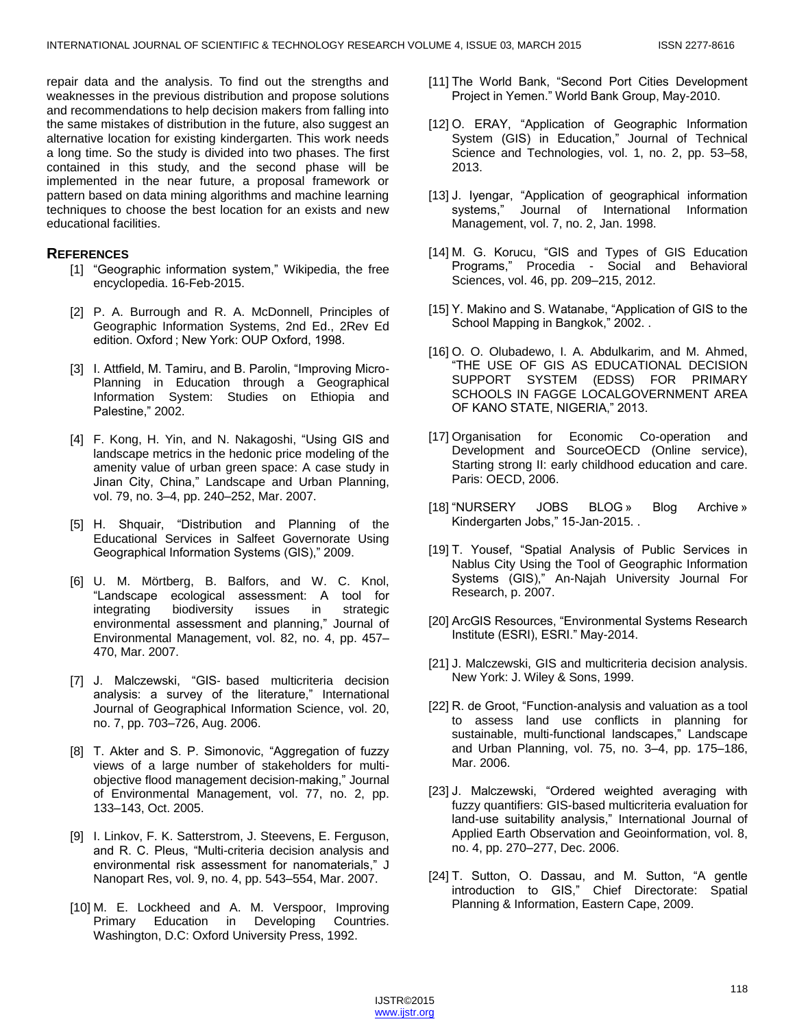repair data and the analysis. To find out the strengths and weaknesses in the previous distribution and propose solutions and recommendations to help decision makers from falling into the same mistakes of distribution in the future, also suggest an alternative location for existing kindergarten. This work needs a long time. So the study is divided into two phases. The first contained in this study, and the second phase will be implemented in the near future, a proposal framework or pattern based on data mining algorithms and machine learning techniques to choose the best location for an exists and new educational facilities.

## REFERENCES

[1] "Geographic information system," Wikipedia, the free encyclopedia. 16-Feb-2015.

[2] P. A. Burrough and R. A. McDonnell, Principles of Geographic Information Systems, 2nd Ed., 2Rev Ed edition. Oxford ; New York: OUP Oxford, 1998.

[3] I. Attfield, M. Tamiru, and B. Parolin, "Improving Micro-Planning in Education through a Geographical Information System: Studies on Ethiopia and Palestine," 2002.

[4] F. Kong, H. Yin, and N. Nakagoshi, "Using GIS and landscape metrics in the hedonic price modeling of the amenity value of urban green space: A case study in Jinan City, China," Landscape and Urban Planning, vol. 79, no. 3–4, pp. 240–252, Mar. 2007.

[5] H. Shquair, "Distribution and Planning of the Educational Services in Salfeet Governorate Using Geographical Information Systems (GIS)," 2009.

[6] U. M. Mörtberg, B. Balfors, and W. C. Knol, "Landscape ecological assessment: A tool for integrating biodiversity issues in strategic environmental assessment and planning," Journal of Environmental Management, vol. 82, no. 4, pp. 457–470, Mar. 2007.

[7] J. Malczewski, "GIS- based multicriteria decision analysis: a survey of the literature," International Journal of Geographical Information Science, vol. 20, no. 7, pp. 703–726, Aug. 2006.

[8] T. Akter and S. P. Simonovic, "Aggregation of fuzzy views of a large number of stakeholders for multi-objective flood management decision-making," Journal of Environmental Management, vol. 77, no. 2, pp. 133–143, Oct. 2005.

[9] I. Linkov, F. K. Satterstrom, J. Steevens, E. Ferguson, and R. C. Pleus, "Multi-criteria decision analysis and environmental risk assessment for nanomaterials," J Nanopart Res, vol. 9, no. 4, pp. 543–554, Mar. 2007.

[10] M. E. Lockheed and A. M. Verspoor, Improving Primary Education in Developing Countries. Washington, D.C: Oxford University Press, 1992.

[11] The World Bank, "Second Port Cities Development Project in Yemen." World Bank Group, May-2010.

[12] O. ERAY, "Application of Geographic Information System (GIS) in Education," Journal of Technical Science and Technologies, vol. 1, no. 2, pp. 53–58, 2013.

[13] J. Iyengar, "Application of geographical information systems," Journal of International Information Management, vol. 7, no. 2, Jan. 1998.

[14] M. G. Korucu, "GIS and Types of GIS Education Programs," Procedia - Social and Behavioral Sciences, vol. 46, pp. 209–215, 2012.

[15] Y. Makino and S. Watanabe, "Application of GIS to the School Mapping in Bangkok," 2002. .

[16] O. O. Olubadewo, I. A. Abdulkarim, and M. Ahmed, "THE USE OF GIS AS EDUCATIONAL DECISION SUPPORT SYSTEM (EDSS) FOR PRIMARY SCHOOLS IN FAGGE LOCALGOVERNMENT AREA OF KANO STATE, NIGERIA," 2013.

[17] Organisation for Economic Co-operation and Development and SourceOECD (Online service), Starting strong II: early childhood education and care. Paris: OECD, 2006.

[18] "NURSERY JOBS BLOG » Blog Archive » Kindergarten Jobs," 15-Jan-2015. .

[19] T. Yousef, "Spatial Analysis of Public Services in Nablus City Using the Tool of Geographic Information Systems (GIS)," An-Najah University Journal For Research, p. 2007.

[20] ArcGIS Resources, "Environmental Systems Research Institute (ESRI), ESRI." May-2014.

[21] J. Malczewski, GIS and multicriteria decision analysis. New York: J. Wiley & Sons, 1999.

[22] R. de Groot, "Function-analysis and valuation as a tool to assess land use conflicts in planning for sustainable, multi-functional landscapes," Landscape and Urban Planning, vol. 75, no. 3–4, pp. 175–186, Mar. 2006.

[23] J. Malczewski, "Ordered weighted averaging with fuzzy quantifiers: GIS-based multicriteria evaluation for land-use suitability analysis," International Journal of Applied Earth Observation and Geoinformation, vol. 8, no. 4, pp. 270–277, Dec. 2006.

[24] T. Sutton, O. Dassau, and M. Sutton, "A gentle introduction to GIS," Chief Directorate: Spatial Planning & Information, Eastern Cape, 2009.